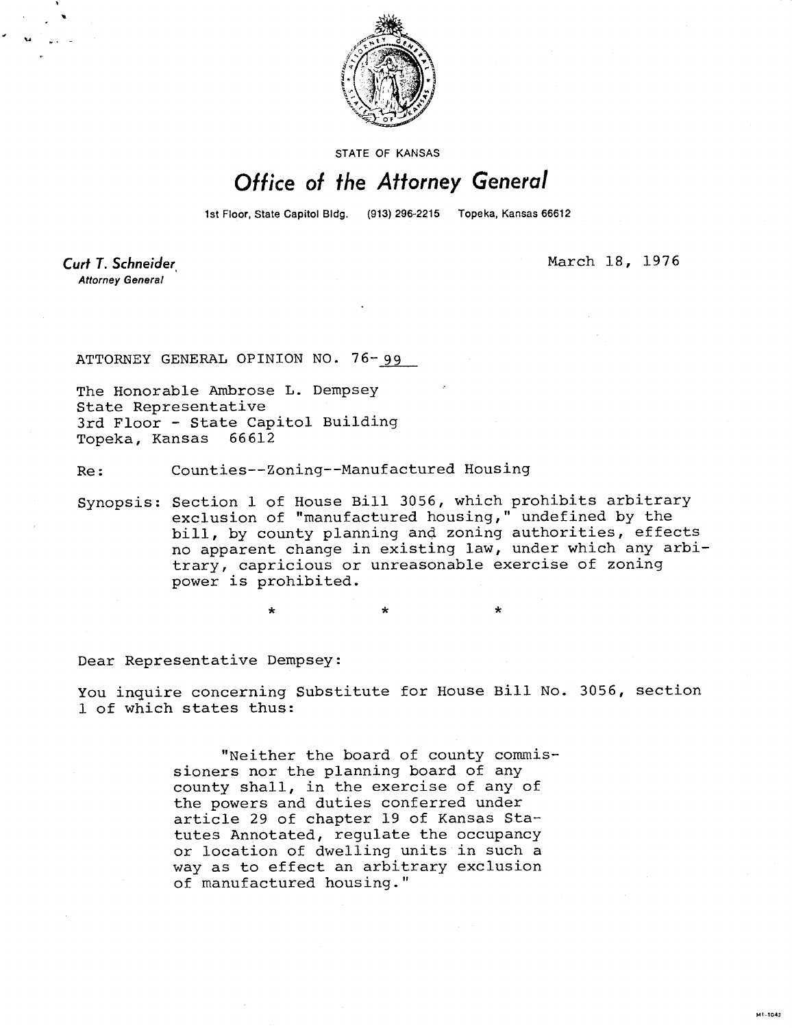STATE OF KANSAS

# Office of the Attorney General

1st Floor, State Capitol Bldg. (913) 296-2215 Topeka, Kansas 66612

**Curt T. Schneider**
*Attorney General*

March 18, 1976

ATTORNEY GENERAL OPINION NO. 76-99

The Honorable Ambrose L. Dempsey
State Representative
3rd Floor - State Capitol Building
Topeka, Kansas 66612

Re: Counties--Zoning--Manufactured Housing

Synopsis: Section 1 of House Bill 3056, which prohibits arbitrary exclusion of "manufactured housing," undefined by the bill, by county planning and zoning authorities, effects no apparent change in existing law, under which any arbitrary, capricious or unreasonable exercise of zoning power is prohibited.

\* \* \*

Dear Representative Dempsey:

You inquire concerning Substitute for House Bill No. 3056, section 1 of which states thus:

> "Neither the board of county commissioners nor the planning board of any county shall, in the exercise of any of the powers and duties conferred under article 29 of chapter 19 of Kansas Statutes Annotated, regulate the occupancy or location of dwelling units in such a way as to effect an arbitrary exclusion of manufactured housing."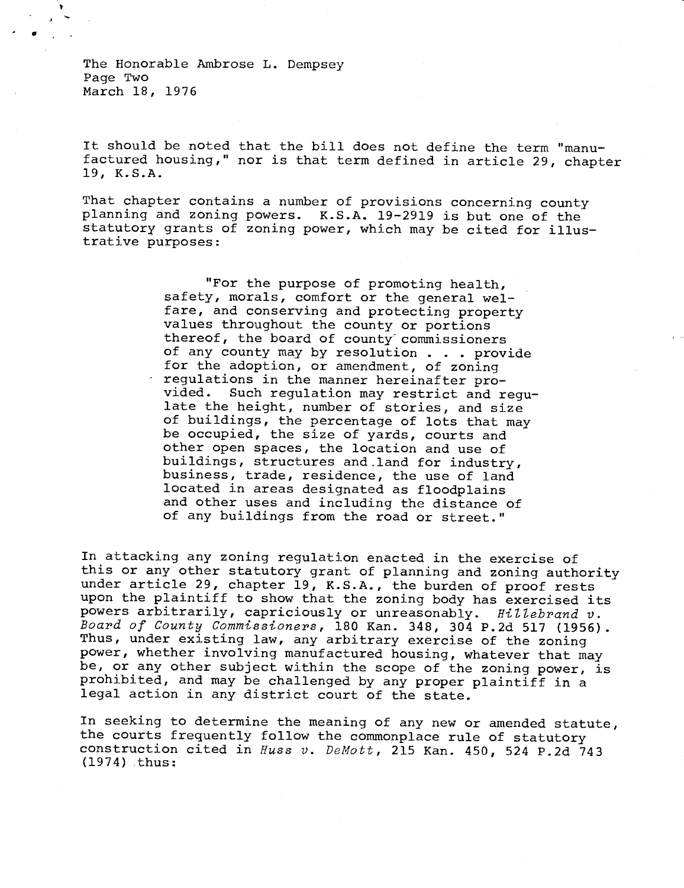It should be noted that the bill does not define the term "manufactured housing," nor is that term defined in article 29, chapter 19, K.S.A.

That chapter contains a number of provisions concerning county planning and zoning powers. K.S.A. 19-2919 is but one of the statutory grants of zoning power, which may be cited for illustrative purposes:

> "For the purpose of promoting health, safety, morals, comfort or the general welfare, and conserving and protecting property values throughout the county or portions thereof, the board of county commissioners of any county may by resolution . . . provide for the adoption, or amendment, of zoning regulations in the manner hereinafter provided. Such regulation may restrict and regulate the height, number of stories, and size of buildings, the percentage of lots that may be occupied, the size of yards, courts and other open spaces, the location and use of buildings, structures and land for industry, business, trade, residence, the use of land located in areas designated as floodplains and other uses and including the distance of of any buildings from the road or street."

In attacking any zoning regulation enacted in the exercise of this or any other statutory grant of planning and zoning authority under article 29, chapter 19, K.S.A., the burden of proof rests upon the plaintiff to show that the zoning body has exercised its powers arbitrarily, capriciously or unreasonably. *Hillebrand v. Board of County Commissioners*, 180 Kan. 348, 304 P.2d 517 (1956). Thus, under existing law, any arbitrary exercise of the zoning power, whether involving manufactured housing, whatever that may be, or any other subject within the scope of the zoning power, is prohibited, and may be challenged by any proper plaintiff in a legal action in any district court of the state.

In seeking to determine the meaning of any new or amended statute, the courts frequently follow the commonplace rule of statutory construction cited in *Huss v. DeMott*, 215 Kan. 450, 524 P.2d 743 (1974) thus: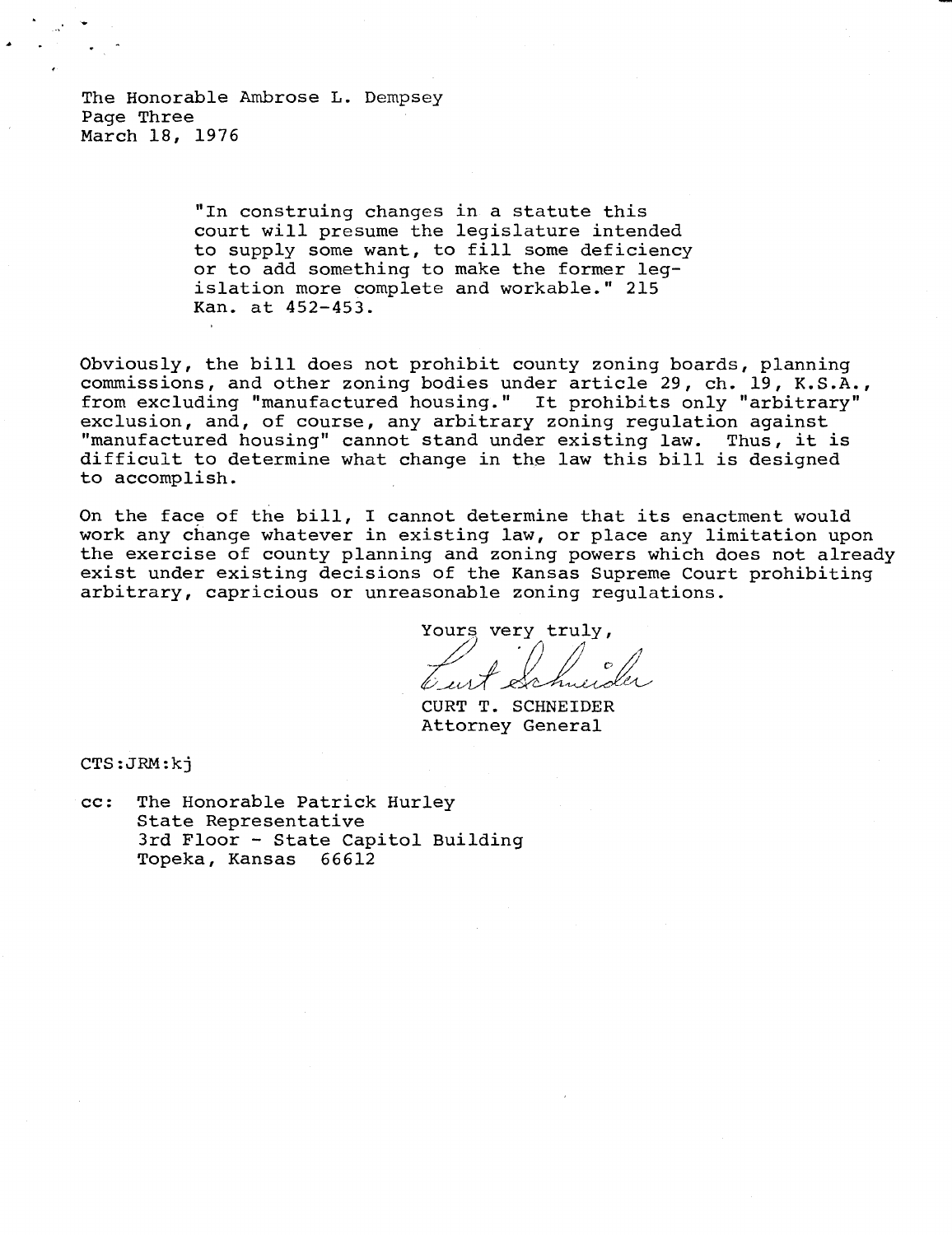The Honorable Ambrose L. Dempsey
Page Three
March 18, 1976

> "In construing changes in a statute this court will presume the legislature intended to supply some want, to fill some deficiency or to add something to make the former legislation more complete and workable." 215 Kan. at 452-453.

Obviously, the bill does not prohibit county zoning boards, planning commissions, and other zoning bodies under article 29, ch. 19, K.S.A., from excluding "manufactured housing." It prohibits only "arbitrary" exclusion, and, of course, any arbitrary zoning regulation against "manufactured housing" cannot stand under existing law. Thus, it is difficult to determine what change in the law this bill is designed to accomplish.

On the face of the bill, I cannot determine that its enactment would work any change whatever in existing law, or place any limitation upon the exercise of county planning and zoning powers which does not already exist under existing decisions of the Kansas Supreme Court prohibiting arbitrary, capricious or unreasonable zoning regulations.

Yours very truly,

Curt Schneider

CURT T. SCHNEIDER
Attorney General

CTS:JRM:kj

cc: The Honorable Patrick Hurley
State Representative
3rd Floor - State Capitol Building
Topeka, Kansas 66612